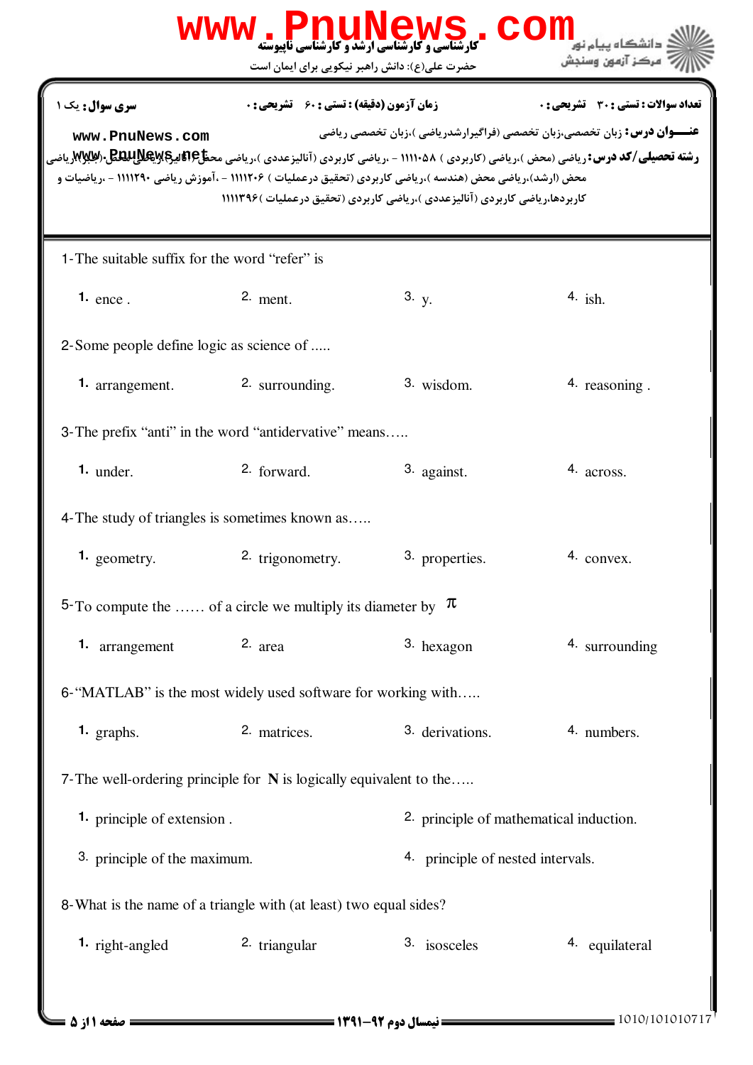کارشناسی و کارشناسی ارشد و کارشناسی ناپیوسته

حضرت علی(ع): دانش راهبر نیکویی برای ایمان است

دانشگاه پیام نور
مرکز آزمون وسنجش

**تعداد سوالات : تستی :** ۳۰ **تشریحی :** ۰ | **زمان آزمون (دقیقه) : تستی :** ۶۰ **تشریحی :** ۰ | **سری سوال :** یک ۱

**عنـــوان درس:** زبان تخصصی،زبان تخصصی (فراگیرارشدریاضی )،زبان تخصصی ریاضی

**رشته تحصیلی/کد درس:** ریاضی (محض )،ریاضی (کاربردی ) ۱۱۱۱۰۵۸ - ،ریاضی کاربردی (آنالیزعددی )،ریاضی محض (آنالیز)،ریاضی محض (جبر)،ریاضی محض (ارشد)،ریاضی محض (هندسه )،ریاضی کاربردی (تحقیق درعملیات ) ۱۱۱۱۲۰۶ - ،آموزش ریاضی ۱۱۱۱۲۹۰ - ،ریاضیات و کاربردها،ریاضی کاربردی (آنالیزعددی )،ریاضی کاربردی (تحقیق درعملیات )۱۱۱۱۳۹۶

1-The suitable suffix for the word “refer” is

1. ence .
2. ment.
3. y.
4. ish.

2-Some people define logic as science of .....

1. arrangement.
2. surrounding.
3. wisdom.
4. reasoning .

3-The prefix “anti” in the word “antidervative” means…..

1. under.
2. forward.
3. against.
4. across.

4-The study of triangles is sometimes known as…..

1. geometry.
2. trigonometry.
3. properties.
4. convex.

5-To compute the …… of a circle we multiply its diameter by $\pi$

1. arrangement
2. area
3. hexagon
4. surrounding

6-“MATLAB” is the most widely used software for working with…..

1. graphs.
2. matrices.
3. derivations.
4. numbers.

7-The well-ordering principle for **N** is logically equivalent to the…..

1. principle of extension .
2. principle of mathematical induction.
3. principle of the maximum.
4. principle of nested intervals.

8-What is the name of a triangle with (at least) two equal sides?

1. right-angled
2. triangular
3. isosceles
4. equilateral

نیمسال دوم ۹۲-۱۳۹۱

1010/101010717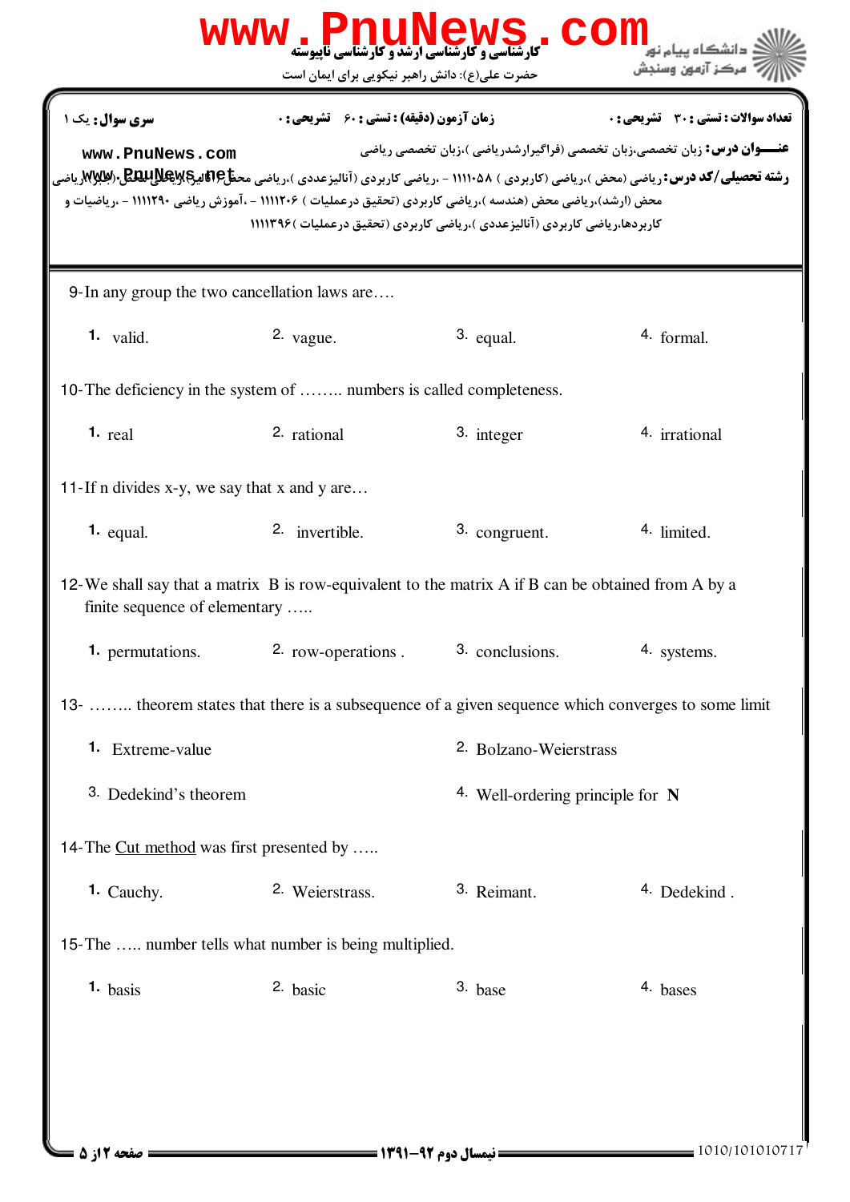9- In any group the two cancellation laws are….

1. valid.
2. vague.
3. equal.
4. formal.

10- The deficiency in the system of …….. numbers is called completeness.

1. real
2. rational
3. integer
4. irrational

11- If n divides x-y, we say that x and y are…

1. equal.
2. invertible.
3. congruent.
4. limited.

12- We shall say that a matrix B is row-equivalent to the matrix A if B can be obtained from A by a finite sequence of elementary …..

1. permutations.
2. row-operations .
3. conclusions.
4. systems.

13- …….. theorem states that there is a subsequence of a given sequence which converges to some limit

1. Extreme-value
2. Bolzano-Weierstrass
3. Dedekind's theorem
4. Well-ordering principle for **N**

14- The Cut method was first presented by …..

1. Cauchy.
2. Weierstrass.
3. Reimant.
4. Dedekind .

15- The ….. number tells what number is being multiplied.

1. basis
2. basic
3. base
4. bases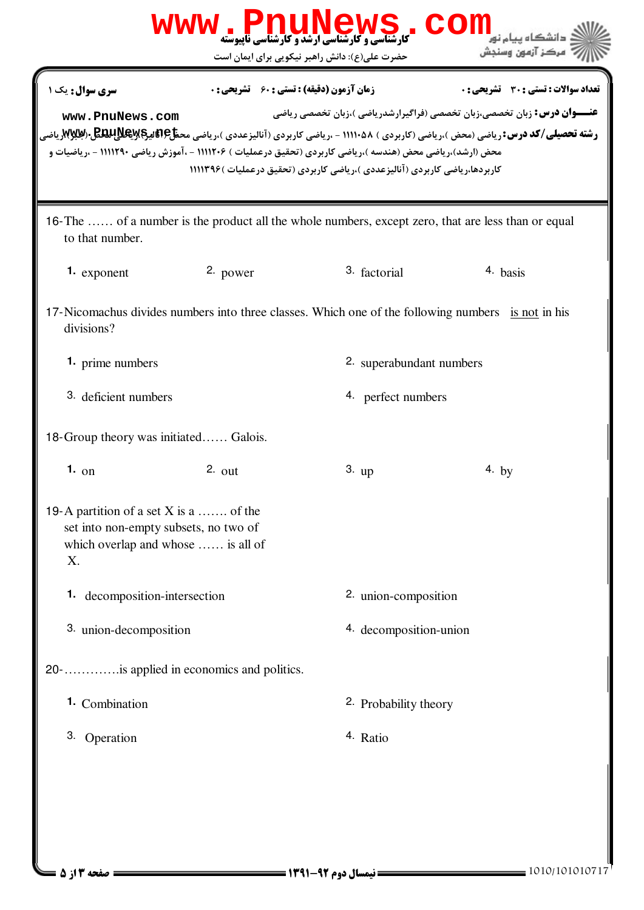16-The …… of a number is the product all the whole numbers, except zero, that are less than or equal to that number.

1. exponent
2. power
3. factorial
4. basis

17-Nicomachus divides numbers into three classes. Which one of the following numbers <u>is not</u> in his divisions?

1. prime numbers
2. superabundant numbers
3. deficient numbers
4. perfect numbers

18-Group theory was initiated…… Galois.

1. on
2. out
3. up
4. by

19-A partition of a set X is a ……. of the set into non-empty subsets, no two of which overlap and whose …… is all of X.

1. decomposition-intersection
2. union-composition
3. union-decomposition
4. decomposition-union

20-………….is applied in economics and politics.

1. Combination
2. Probability theory
3. Operation
4. Ratio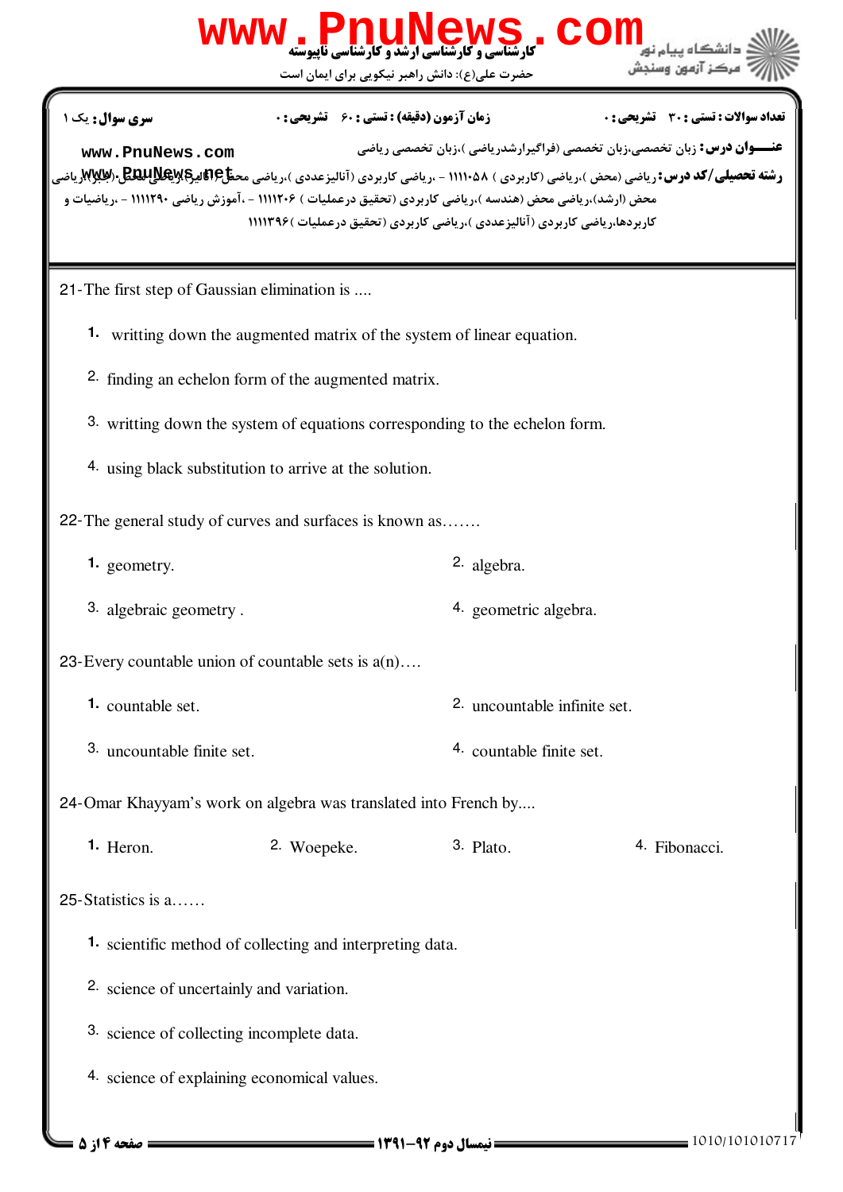**تعداد سوالات : تستی : ۳۰ تشریحی : ۰** **زمان آزمون (دقیقه) : تستی : ۶۰ تشریحی : ۰** **سری سوال : یک ۱**

**عنـــوان درس:** زبان تخصصی،زبان تخصصی (فراگیرارشدریاضی )،زبان تخصصی ریاضی

**رشته تحصیلی/کد درس:** ریاضی (محض )،ریاضی (کاربردی ) ۱۱۱۱۰۵۸ - ،ریاضی کاربردی (آنالیزعددی )،ریاضی محض (آنالیز)،ریاضی محض (جبر)،ریاضی محض (ارشد)،ریاضی محض (هندسه )،ریاضی کاربردی (تحقیق درعملیات ) ۱۱۱۱۲۰۶ - ،آموزش ریاضی ۱۱۱۱۲۹۰ - ،ریاضیات و کاربردها،ریاضی کاربردی (آنالیزعددی )،ریاضی کاربردی (تحقیق درعملیات )۱۱۱۱۳۹۶

21-The first step of Gaussian elimination is ....

1. writting down the augmented matrix of the system of linear equation.
2. finding an echelon form of the augmented matrix.
3. writting down the system of equations corresponding to the echelon form.
4. using black substitution to arrive at the solution.

22-The general study of curves and surfaces is known as…….

1. geometry.
2. algebra.
3. algebraic geometry .
4. geometric algebra.

23-Every countable union of countable sets is a(n)….

1. countable set.
2. uncountable infinite set.
3. uncountable finite set.
4. countable finite set.

24-Omar Khayyam's work on algebra was translated into French by....

1. Heron.
2. Woepeke.
3. Plato.
4. Fibonacci.

25-Statistics is a……

1. scientific method of collecting and interpreting data.
2. science of uncertainly and variation.
3. science of collecting incomplete data.
4. science of explaining economical values.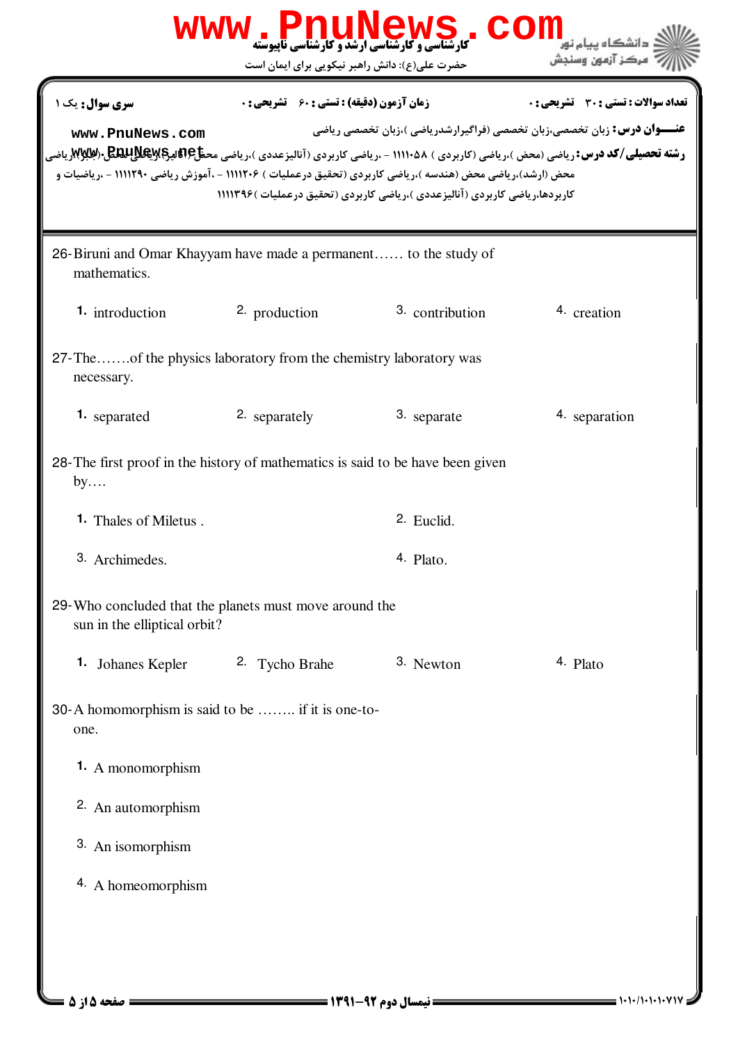26-Biruni and Omar Khayyam have made a permanent...... to the study of mathematics.

1. introduction
2. production
3. contribution
4. creation

27-The.......of the physics laboratory from the chemistry laboratory was necessary.

1. separated
2. separately
3. separate
4. separation

28-The first proof in the history of mathematics is said to be have been given by....

1. Thales of Miletus .
2. Euclid.
3. Archimedes.
4. Plato.

29-Who concluded that the planets must move around the sun in the elliptical orbit?

1. Johanes Kepler
2. Tycho Brahe
3. Newton
4. Plato

30-A homomorphism is said to be ........ if it is one-to-one.

1. A monomorphism
2. An automorphism
3. An isomorphism
4. A homeomorphism